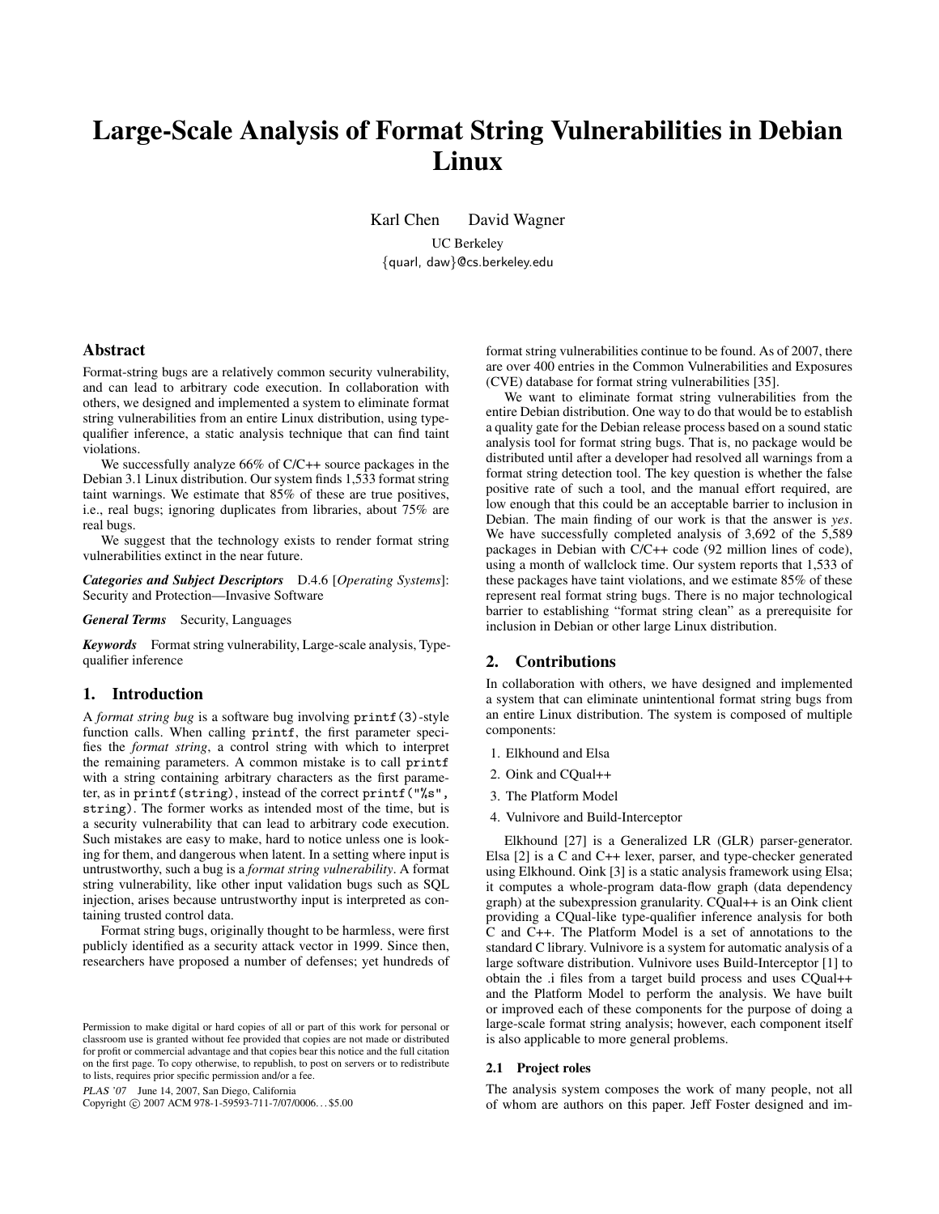# Large-Scale Analysis of Format String Vulnerabilities in Debian Linux

Karl Chen David Wagner

UC Berkeley

{quarl, daw}@cs.berkeley.edu

## Abstract

Format-string bugs are a relatively common security vulnerability, and can lead to arbitrary code execution. In collaboration with others, we designed and implemented a system to eliminate format string vulnerabilities from an entire Linux distribution, using type-qualifier inference, a static analysis technique that can find taint violations.

We successfully analyze 66% of C/C++ source packages in the Debian 3.1 Linux distribution. Our system finds 1,533 format string taint warnings. We estimate that 85% of these are true positives, i.e., real bugs; ignoring duplicates from libraries, about 75% are real bugs.

We suggest that the technology exists to render format string vulnerabilities extinct in the near future.

***Categories and Subject Descriptors*** D.4.6 [*Operating Systems*]: Security and Protection—Invasive Software

***General Terms*** Security, Languages

***Keywords*** Format string vulnerability, Large-scale analysis, Type-qualifier inference

## 1. Introduction

A *format string bug* is a software bug involving `printf(3)`-style function calls. When calling `printf`, the first parameter specifies the *format string*, a control string with which to interpret the remaining parameters. A common mistake is to call `printf` with a string containing arbitrary characters as the first parameter, as in `printf(string)`, instead of the correct `printf("%s", string)`. The former works as intended most of the time, but is a security vulnerability that can lead to arbitrary code execution. Such mistakes are easy to make, hard to notice unless one is looking for them, and dangerous when latent. In a setting where input is untrustworthy, such a bug is a *format string vulnerability*. A format string vulnerability, like other input validation bugs such as SQL injection, arises because untrustworthy input is interpreted as containing trusted control data.

Format string bugs, originally thought to be harmless, were first publicly identified as a security attack vector in 1999. Since then, researchers have proposed a number of defenses; yet hundreds of format string vulnerabilities continue to be found. As of 2007, there are over 400 entries in the Common Vulnerabilities and Exposures (CVE) database for format string vulnerabilities [35].

We want to eliminate format string vulnerabilities from the entire Debian distribution. One way to do that would be to establish a quality gate for the Debian release process based on a sound static analysis tool for format string bugs. That is, no package would be distributed until after a developer had resolved all warnings from a format string detection tool. The key question is whether the false positive rate of such a tool, and the manual effort required, are low enough that this could be an acceptable barrier to inclusion in Debian. The main finding of our work is that the answer is *yes*. We have successfully completed analysis of 3,692 of the 5,589 packages in Debian with C/C++ code (92 million lines of code), using a month of wallclock time. Our system reports that 1,533 of these packages have taint violations, and we estimate 85% of these represent real format string bugs. There is no major technological barrier to establishing "format string clean" as a prerequisite for inclusion in Debian or other large Linux distribution.

## 2. Contributions

In collaboration with others, we have designed and implemented a system that can eliminate unintentional format string bugs from an entire Linux distribution. The system is composed of multiple components:

1. Elkhound and Elsa
2. Oink and CQual++
3. The Platform Model
4. Vulnivore and Build-Interceptor

Elkhound [27] is a Generalized LR (GLR) parser-generator. Elsa [2] is a C and C++ lexer, parser, and type-checker generated using Elkhound. Oink [3] is a static analysis framework using Elsa; it computes a whole-program data-flow graph (data dependency graph) at the subexpression granularity. CQual++ is an Oink client providing a CQual-like type-qualifier inference analysis for both C and C++. The Platform Model is a set of annotations to the standard C library. Vulnivore is a system for automatic analysis of a large software distribution. Vulnivore uses Build-Interceptor [1] to obtain the .i files from a target build process and uses CQual++ and the Platform Model to perform the analysis. We have built or improved each of these components for the purpose of doing a large-scale format string analysis; however, each component itself is also applicable to more general problems.

### 2.1 Project roles

The analysis system composes the work of many people, not all of whom are authors on this paper. Jeff Foster designed and im-

Permission to make digital or hard copies of all or part of this work for personal or classroom use is granted without fee provided that copies are not made or distributed for profit or commercial advantage and that copies bear this notice and the full citation on the first page. To copy otherwise, to republish, to post on servers or to redistribute to lists, requires prior specific permission and/or a fee.

*PLAS '07* June 14, 2007, San Diego, California

Copyright © 2007 ACM 978-1-59593-711-7/07/0006...$5.00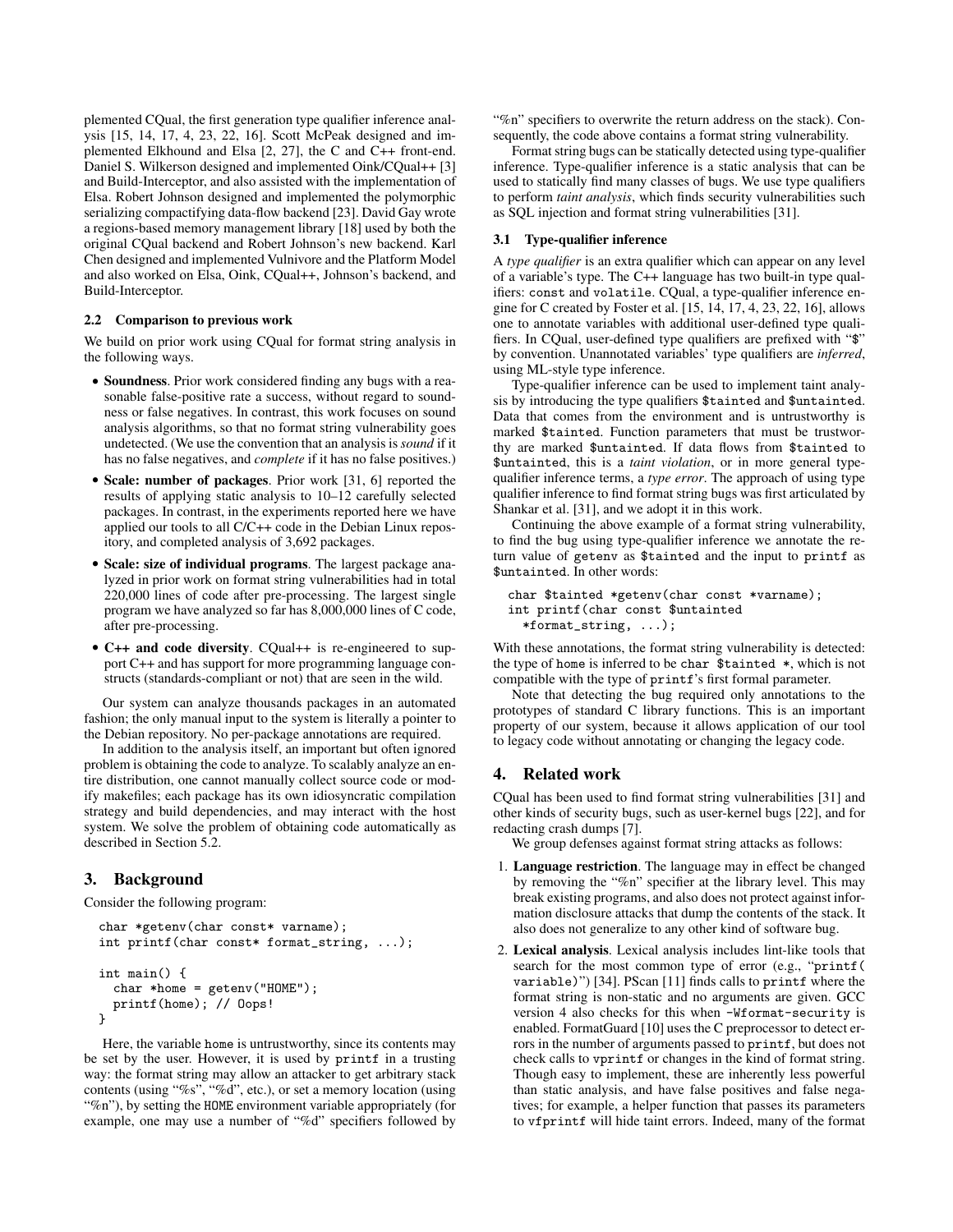plemented CQual, the first generation type qualifier inference analysis [15, 14, 17, 4, 23, 22, 16]. Scott McPeak designed and implemented Elkhound and Elsa [2, 27], the C and C++ front-end. Daniel S. Wilkerson designed and implemented Oink/CQual++ [3] and Build-Interceptor, and also assisted with the implementation of Elsa. Robert Johnson designed and implemented the polymorphic serializing compactifying data-flow backend [23]. David Gay wrote a regions-based memory management library [18] used by both the original CQual backend and Robert Johnson's new backend. Karl Chen designed and implemented Vulnivore and the Platform Model and also worked on Elsa, Oink, CQual++, Johnson's backend, and Build-Interceptor.

### 2.2 Comparison to previous work

We build on prior work using CQual for format string analysis in the following ways.

- **Soundness**. Prior work considered finding any bugs with a reasonable false-positive rate a success, without regard to soundness or false negatives. In contrast, this work focuses on sound analysis algorithms, so that no format string vulnerability goes undetected. (We use the convention that an analysis is *sound* if it has no false negatives, and *complete* if it has no false positives.)
- **Scale: number of packages**. Prior work [31, 6] reported the results of applying static analysis to 10–12 carefully selected packages. In contrast, in the experiments reported here we have applied our tools to all C/C++ code in the Debian Linux repository, and completed analysis of 3,692 packages.
- **Scale: size of individual programs**. The largest package analyzed in prior work on format string vulnerabilities had in total 220,000 lines of code after pre-processing. The largest single program we have analyzed so far has 8,000,000 lines of C code, after pre-processing.
- **C++ and code diversity**. CQual++ is re-engineered to support C++ and has support for more programming language constructs (standards-compliant or not) that are seen in the wild.

Our system can analyze thousands packages in an automated fashion; the only manual input to the system is literally a pointer to the Debian repository. No per-package annotations are required.

In addition to the analysis itself, an important but often ignored problem is obtaining the code to analyze. To scalably analyze an entire distribution, one cannot manually collect source code or modify makefiles; each package has its own idiosyncratic compilation strategy and build dependencies, and may interact with the host system. We solve the problem of obtaining code automatically as described in Section 5.2.

## 3. Background

Consider the following program:

```
char *getenv(char const* varname);
int printf(char const* format_string, ...);

int main() {
  char *home = getenv("HOME");
  printf(home); // Oops!
}
```

Here, the variable `home` is untrustworthy, since its contents may be set by the user. However, it is used by `printf` in a trusting way: the format string may allow an attacker to get arbitrary stack contents (using "%s", "%d", etc.), or set a memory location (using "%n"), by setting the `HOME` environment variable appropriately (for example, one may use a number of "%d" specifiers followed by "%n" specifiers to overwrite the return address on the stack). Consequently, the code above contains a format string vulnerability.

Format string bugs can be statically detected using type-qualifier inference. Type-qualifier inference is a static analysis that can be used to statically find many classes of bugs. We use type qualifiers to perform *taint analysis*, which finds security vulnerabilities such as SQL injection and format string vulnerabilities [31].

### 3.1 Type-qualifier inference

A *type qualifier* is an extra qualifier which can appear on any level of a variable's type. The C++ language has two built-in type qualifiers: `const` and `volatile`. CQual, a type-qualifier inference engine for C created by Foster et al. [15, 14, 17, 4, 23, 22, 16], allows one to annotate variables with additional user-defined type qualifiers. In CQual, user-defined type qualifiers are prefixed with "$" by convention. Unannotated variables' type qualifiers are *inferred*, using ML-style type inference.

Type-qualifier inference can be used to implement taint analysis by introducing the type qualifiers `$tainted` and `$untainted`. Data that comes from the environment and is untrustworthy is marked `$tainted`. Function parameters that must be trustworthy are marked `$untainted`. If data flows from `$tainted` to `$untainted`, this is a *taint violation*, or in more general type-qualifier inference terms, a *type error*. The approach of using type qualifier inference to find format string bugs was first articulated by Shankar et al. [31], and we adopt it in this work.

Continuing the above example of a format string vulnerability, to find the bug using type-qualifier inference we annotate the return value of `getenv` as `$tainted` and the input to `printf` as `$untainted`. In other words:

```
char $tainted *getenv(char const *varname);
int printf(char const $untainted
  *format_string, ...);
```

With these annotations, the format string vulnerability is detected: the type of `home` is inferred to be `char $tainted *`, which is not compatible with the type of `printf`'s first formal parameter.

Note that detecting the bug required only annotations to the prototypes of standard C library functions. This is an important property of our system, because it allows application of our tool to legacy code without annotating or changing the legacy code.

## 4. Related work

CQual has been used to find format string vulnerabilities [31] and other kinds of security bugs, such as user-kernel bugs [22], and for redacting crash dumps [7].

We group defenses against format string attacks as follows:

1. **Language restriction**. The language may in effect be changed by removing the "%n" specifier at the library level. This may break existing programs, and also does not protect against information disclosure attacks that dump the contents of the stack. It also does not generalize to any other kind of software bug.
2. **Lexical analysis**. Lexical analysis includes lint-like tools that search for the most common type of error (e.g., "`printf( variable)`") [34]. PScan [11] finds calls to `printf` where the format string is non-static and no arguments are given. GCC version 4 also checks for this when `-Wformat-security` is enabled. FormatGuard [10] uses the C preprocessor to detect errors in the number of arguments passed to `printf`, but does not check calls to `vprintf` or changes in the kind of format string. Though easy to implement, these are inherently less powerful than static analysis, and have false positives and false negatives; for example, a helper function that passes its parameters to `vfprintf` will hide taint errors. Indeed, many of the format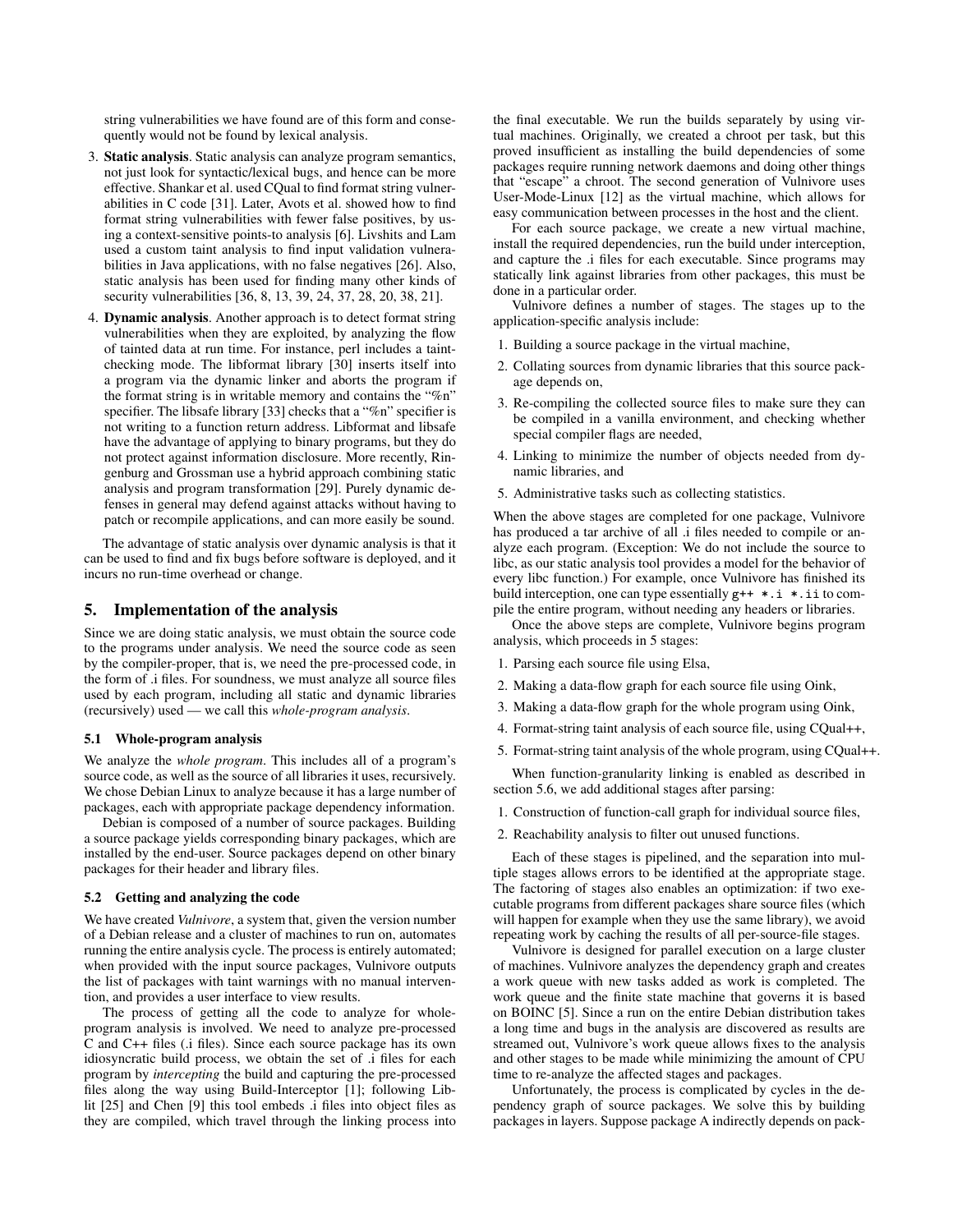string vulnerabilities we have found are of this form and consequently would not be found by lexical analysis.

3. **Static analysis**. Static analysis can analyze program semantics, not just look for syntactic/lexical bugs, and hence can be more effective. Shankar et al. used CQual to find format string vulnerabilities in C code [31]. Later, Avots et al. showed how to find format string vulnerabilities with fewer false positives, by using a context-sensitive points-to analysis [6]. Livshits and Lam used a custom taint analysis to find input validation vulnerabilities in Java applications, with no false negatives [26]. Also, static analysis has been used for finding many other kinds of security vulnerabilities [36, 8, 13, 39, 24, 37, 28, 20, 38, 21].
4. **Dynamic analysis**. Another approach is to detect format string vulnerabilities when they are exploited, by analyzing the flow of tainted data at run time. For instance, perl includes a taint-checking mode. The libformat library [30] inserts itself into a program via the dynamic linker and aborts the program if the format string is in writable memory and contains the "%n" specifier. The libsafe library [33] checks that a "%n" specifier is not writing to a function return address. Libformat and libsafe have the advantage of applying to binary programs, but they do not protect against information disclosure. More recently, Ringenburg and Grossman use a hybrid approach combining static analysis and program transformation [29]. Purely dynamic defenses in general may defend against attacks without having to patch or recompile applications, and can more easily be sound.

The advantage of static analysis over dynamic analysis is that it can be used to find and fix bugs before software is deployed, and it incurs no run-time overhead or change.

## 5. Implementation of the analysis

Since we are doing static analysis, we must obtain the source code to the programs under analysis. We need the source code as seen by the compiler-proper, that is, we need the pre-processed code, in the form of .i files. For soundness, we must analyze all source files used by each program, including all static and dynamic libraries (recursively) used — we call this *whole-program analysis*.

### 5.1 Whole-program analysis

We analyze the *whole program*. This includes all of a program's source code, as well as the source of all libraries it uses, recursively. We chose Debian Linux to analyze because it has a large number of packages, each with appropriate package dependency information.

Debian is composed of a number of source packages. Building a source package yields corresponding binary packages, which are installed by the end-user. Source packages depend on other binary packages for their header and library files.

### 5.2 Getting and analyzing the code

We have created *Vulnivore*, a system that, given the version number of a Debian release and a cluster of machines to run on, automates running the entire analysis cycle. The process is entirely automated; when provided with the input source packages, Vulnivore outputs the list of packages with taint warnings with no manual intervention, and provides a user interface to view results.

The process of getting all the code to analyze for whole-program analysis is involved. We need to analyze pre-processed C and C++ files (.i files). Since each source package has its own idiosyncratic build process, we obtain the set of .i files for each program by *intercepting* the build and capturing the pre-processed files along the way using Build-Interceptor [1]; following Liblit [25] and Chen [9] this tool embeds .i files into object files as they are compiled, which travel through the linking process into the final executable. We run the builds separately by using virtual machines. Originally, we created a chroot per task, but this proved insufficient as installing the build dependencies of some packages require running network daemons and doing other things that "escape" a chroot. The second generation of Vulnivore uses User-Mode-Linux [12] as the virtual machine, which allows for easy communication between processes in the host and the client.

For each source package, we create a new virtual machine, install the required dependencies, run the build under interception, and capture the .i files for each executable. Since programs may statically link against libraries from other packages, this must be done in a particular order.

Vulnivore defines a number of stages. The stages up to the application-specific analysis include:

1. Building a source package in the virtual machine,
2. Collating sources from dynamic libraries that this source package depends on,
3. Re-compiling the collected source files to make sure they can be compiled in a vanilla environment, and checking whether special compiler flags are needed,
4. Linking to minimize the number of objects needed from dynamic libraries, and
5. Administrative tasks such as collecting statistics.

When the above stages are completed for one package, Vulnivore has produced a tar archive of all .i files needed to compile or analyze each program. (Exception: We do not include the source to libc, as our static analysis tool provides a model for the behavior of every libc function.) For example, once Vulnivore has finished its build interception, one can type essentially `g++ *.i *.ii` to compile the entire program, without needing any headers or libraries.

Once the above steps are complete, Vulnivore begins program analysis, which proceeds in 5 stages:

1. Parsing each source file using Elsa,
2. Making a data-flow graph for each source file using Oink,
3. Making a data-flow graph for the whole program using Oink,
4. Format-string taint analysis of each source file, using CQual++,
5. Format-string taint analysis of the whole program, using CQual++.

When function-granularity linking is enabled as described in section 5.6, we add additional stages after parsing:

1. Construction of function-call graph for individual source files,
2. Reachability analysis to filter out unused functions.

Each of these stages is pipelined, and the separation into multiple stages allows errors to be identified at the appropriate stage. The factoring of stages also enables an optimization: if two executable programs from different packages share source files (which will happen for example when they use the same library), we avoid repeating work by caching the results of all per-source-file stages.

Vulnivore is designed for parallel execution on a large cluster of machines. Vulnivore analyzes the dependency graph and creates a work queue with new tasks added as work is completed. The work queue and the finite state machine that governs it is based on BOINC [5]. Since a run on the entire Debian distribution takes a long time and bugs in the analysis are discovered as results are streamed out, Vulnivore's work queue allows fixes to the analysis and other stages to be made while minimizing the amount of CPU time to re-analyze the affected stages and packages.

Unfortunately, the process is complicated by cycles in the dependency graph of source packages. We solve this by building packages in layers. Suppose package A indirectly depends on pack-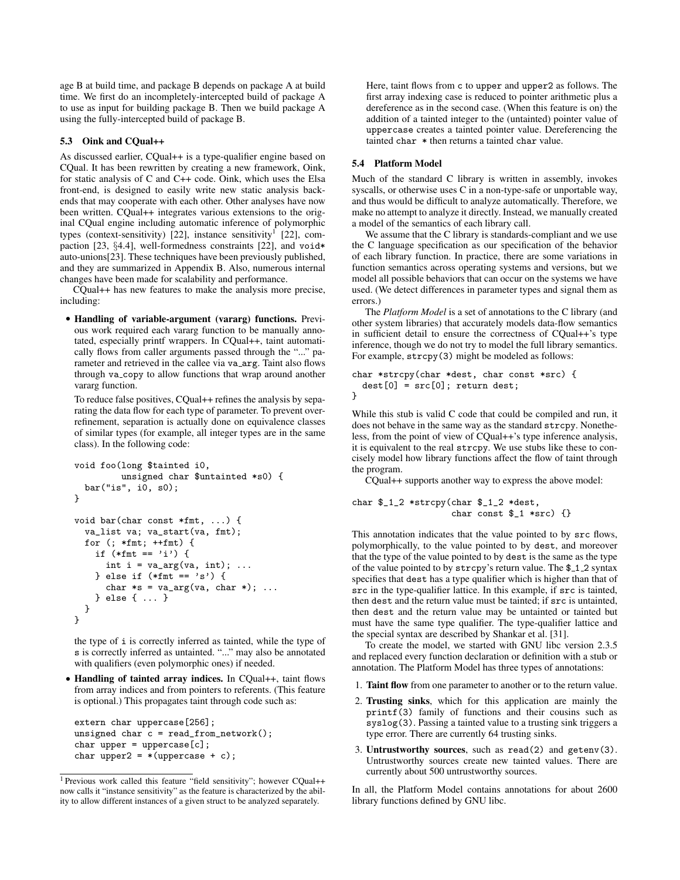age B at build time, and package B depends on package A at build time. We first do an incompletely-intercepted build of package A to use as input for building package B. Then we build package A using the fully-intercepted build of package B.

### 5.3 Oink and CQual++

As discussed earlier, CQual++ is a type-qualifier engine based on CQual. It has been rewritten by creating a new framework, Oink, for static analysis of C and C++ code. Oink, which uses the Elsa front-end, is designed to easily write new static analysis backends that may cooperate with each other. Other analyses have now been written. CQual++ integrates various extensions to the original CQual engine including automatic inference of polymorphic types (context-sensitivity) [22], instance sensitivity[1] [22], compaction [23, §4.4], well-formedness constraints [22], and void* auto-unions[23]. These techniques have been previously published, and they are summarized in Appendix B. Also, numerous internal changes have been made for scalability and performance.

CQual++ has new features to make the analysis more precise, including:

- **Handling of variable-argument (vararg) functions.** Previous work required each vararg function to be manually annotated, especially printf wrappers. In CQual++, taint automatically flows from caller arguments passed through the "..." parameter and retrieved in the callee via va_arg. Taint also flows through va_copy to allow functions that wrap around another vararg function.

  To reduce false positives, CQual++ refines the analysis by separating the data flow for each type of parameter. To prevent over-refinement, separation is actually done on equivalence classes of similar types (for example, all integer types are in the same class). In the following code:

```
void foo(long $tainted i0,
         unsigned char $untainted *s0) {
  bar("is", i0, s0);
}

void bar(char const *fmt, ...) {
  va_list va; va_start(va, fmt);
  for (; *fmt; ++fmt) {
    if (*fmt == 'i') {
      int i = va_arg(va, int); ...
    } else if (*fmt == 's') {
      char *s = va_arg(va, char *); ...
    } else { ... }
  }
}
```

  the type of i is correctly inferred as tainted, while the type of s is correctly inferred as untainted. "..." may also be annotated with qualifiers (even polymorphic ones) if needed.

- **Handling of tainted array indices.** In CQual++, taint flows from array indices and from pointers to referents. (This feature is optional.) This propagates taint through code such as:

```
extern char uppercase[256];
unsigned char c = read_from_network();
char upper = uppercase[c];
char upper2 = *(uppercase + c);
```

  Here, taint flows from c to upper and upper2 as follows. The first array indexing case is reduced to pointer arithmetic plus a dereference as in the second case. (When this feature is on) the addition of a tainted integer to the (untainted) pointer value of uppercase creates a tainted pointer value. Dereferencing the tainted char * then returns a tainted char value.

[1] Previous work called this feature "field sensitivity"; however CQual++ now calls it "instance sensitivity" as the feature is characterized by the ability to allow different instances of a given struct to be analyzed separately.

### 5.4 Platform Model

Much of the standard C library is written in assembly, invokes syscalls, or otherwise uses C in a non-type-safe or unportable way, and thus would be difficult to analyze automatically. Therefore, we make no attempt to analyze it directly. Instead, we manually created a model of the semantics of each library call.

We assume that the C library is standards-compliant and we use the C language specification as our specification of the behavior of each library function. In practice, there are some variations in function semantics across operating systems and versions, but we model all possible behaviors that can occur on the systems we have used. (We detect differences in parameter types and signal them as errors.)

The *Platform Model* is a set of annotations to the C library (and other system libraries) that accurately models data-flow semantics in sufficient detail to ensure the correctness of CQual++'s type inference, though we do not try to model the full library semantics. For example, strcpy(3) might be modeled as follows:

```
char *strcpy(char *dest, char const *src) {
  dest[0] = src[0]; return dest;
}
```

While this stub is valid C code that could be compiled and run, it does not behave in the same way as the standard strcpy. Nonetheless, from the point of view of CQual++'s type inference analysis, it is equivalent to the real strcpy. We use stubs like these to concisely model how library functions affect the flow of taint through the program.

CQual++ supports another way to express the above model:

```
char $_1_2 *strcpy(char $_1_2 *dest,
                   char const $_1 *src) {}
```

This annotation indicates that the value pointed to by src flows, polymorphically, to the value pointed to by dest, and moreover that the type of the value pointed to by dest is the same as the type of the value pointed to by strcpy's return value. The $_1_2 syntax specifies that dest has a type qualifier which is higher than that of src in the type-qualifier lattice. In this example, if src is tainted, then dest and the return value must be tainted; if src is untainted, then dest and the return value may be untainted or tainted but must have the same type qualifier. The type-qualifier lattice and the special syntax are described by Shankar et al. [31].

To create the model, we started with GNU libc version 2.3.5 and replaced every function declaration or definition with a stub or annotation. The Platform Model has three types of annotations:

1. **Taint flow** from one parameter to another or to the return value.
2. **Trusting sinks**, which for this application are mainly the printf(3) family of functions and their cousins such as syslog(3). Passing a tainted value to a trusting sink triggers a type error. There are currently 64 trusting sinks.
3. **Untrustworthy sources**, such as read(2) and getenv(3). Untrustworthy sources create new tainted values. There are currently about 500 untrustworthy sources.

In all, the Platform Model contains annotations for about 2600 library functions defined by GNU libc.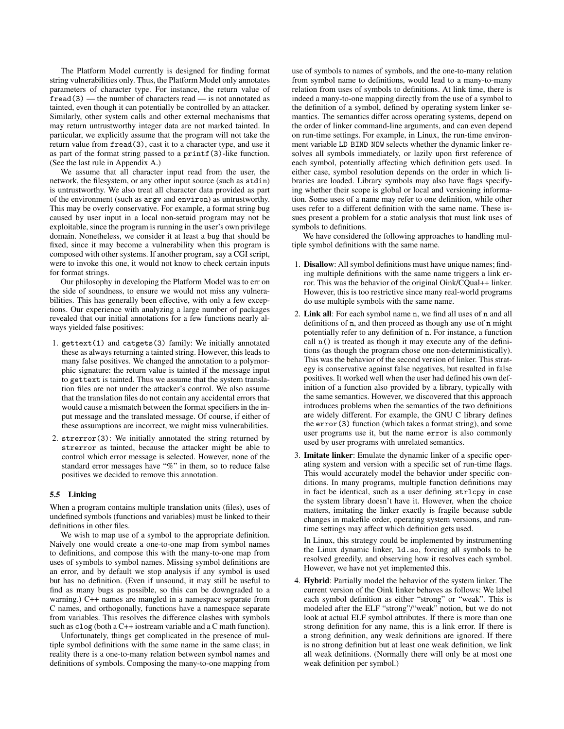The Platform Model currently is designed for finding format string vulnerabilities only. Thus, the Platform Model only annotates parameters of character type. For instance, the return value of `fread(3)` — the number of characters read — is not annotated as tainted, even though it can potentially be controlled by an attacker. Similarly, other system calls and other external mechanisms that may return untrustworthy integer data are not marked tainted. In particular, we explicitly assume that the program will not take the return value from `fread(3)`, cast it to a character type, and use it as part of the format string passed to a `printf(3)`-like function. (See the last rule in Appendix A.)

We assume that all character input read from the user, the network, the filesystem, or any other input source (such as `stdin`) is untrustworthy. We also treat all character data provided as part of the environment (such as `argv` and `environ`) as untrustworthy. This may be overly conservative. For example, a format string bug caused by user input in a local non-setuid program may not be exploitable, since the program is running in the user's own privilege domain. Nonetheless, we consider it at least a bug that should be fixed, since it may become a vulnerability when this program is composed with other systems. If another program, say a CGI script, were to invoke this one, it would not know to check certain inputs for format strings.

Our philosophy in developing the Platform Model was to err on the side of soundness, to ensure we would not miss any vulnerabilities. This has generally been effective, with only a few exceptions. Our experience with analyzing a large number of packages revealed that our initial annotations for a few functions nearly always yielded false positives:

1. `gettext(1)` and `catgets(3)` family: We initially annotated these as always returning a tainted string. However, this leads to many false positives. We changed the annotation to a polymorphic signature: the return value is tainted if the message input to `gettext` is tainted. Thus we assume that the system translation files are not under the attacker's control. We also assume that the translation files do not contain any accidental errors that would cause a mismatch between the format specifiers in the input message and the translated message. Of course, if either of these assumptions are incorrect, we might miss vulnerabilities.
2. `strerror(3)`: We initially annotated the string returned by `strerror` as tainted, because the attacker might be able to control which error message is selected. However, none of the standard error messages have "%" in them, so to reduce false positives we decided to remove this annotation.

### 5.5 Linking

When a program contains multiple translation units (files), uses of undefined symbols (functions and variables) must be linked to their definitions in other files.

We wish to map use of a symbol to the appropriate definition. Naively one would create a one-to-one map from symbol names to definitions, and compose this with the many-to-one map from uses of symbols to symbol names. Missing symbol definitions are an error, and by default we stop analysis if any symbol is used but has no definition. (Even if unsound, it may still be useful to find as many bugs as possible, so this can be downgraded to a warning.) C++ names are mangled in a namespace separate from C names, and orthogonally, functions have a namespace separate from variables. This resolves the difference clashes with symbols such as `clog` (both a C++ iostream variable and a C math function).

Unfortunately, things get complicated in the presence of multiple symbol definitions with the same name in the same class; in reality there is a one-to-many relation between symbol names and definitions of symbols. Composing the many-to-one mapping from use of symbols to names of symbols, and the one-to-many relation from symbol name to definitions, would lead to a many-to-many relation from uses of symbols to definitions. At link time, there is indeed a many-to-one mapping directly from the use of a symbol to the definition of a symbol, defined by operating system linker semantics. The semantics differ across operating systems, depend on the order of linker command-line arguments, and can even depend on run-time settings. For example, in Linux, the run-time environment variable `LD_BIND_NOW` selects whether the dynamic linker resolves all symbols immediately, or lazily upon first reference of each symbol, potentially affecting which definition gets used. In either case, symbol resolution depends on the order in which libraries are loaded. Library symbols may also have flags specifying whether their scope is global or local and versioning information. Some uses of a name may refer to one definition, while other uses refer to a different definition with the same name. These issues present a problem for a static analysis that must link uses of symbols to definitions.

We have considered the following approaches to handling multiple symbol definitions with the same name.

1. **Disallow**: All symbol definitions must have unique names; finding multiple definitions with the same name triggers a link error. This was the behavior of the original Oink/CQual++ linker. However, this is too restrictive since many real-world programs do use multiple symbols with the same name.
2. **Link all**: For each symbol name `n`, we find all uses of `n` and all definitions of `n`, and then proceed as though any use of `n` might potentially refer to any definition of `n`. For instance, a function call `n()` is treated as though it may execute any of the definitions (as though the program chose one non-deterministically). This was the behavior of the second version of linker. This strategy is conservative against false negatives, but resulted in false positives. It worked well when the user had defined his own definition of a function also provided by a library, typically with the same semantics. However, we discovered that this approach introduces problems when the semantics of the two definitions are widely different. For example, the GNU C library defines the `error(3)` function (which takes a format string), and some user programs use it, but the name `error` is also commonly used by user programs with unrelated semantics.
3. **Imitate linker**: Emulate the dynamic linker of a specific operating system and version with a specific set of run-time flags. This would accurately model the behavior under specific conditions. In many programs, multiple function definitions may in fact be identical, such as a user defining `strlcpy` in case the system library doesn't have it. However, when the choice matters, imitating the linker exactly is fragile because subtle changes in makefile order, operating system versions, and runtime settings may affect which definition gets used.

   In Linux, this strategy could be implemented by instrumenting the Linux dynamic linker, `ld.so`, forcing all symbols to be resolved greedily, and observing how it resolves each symbol. However, we have not yet implemented this.
4. **Hybrid**: Partially model the behavior of the system linker. The current version of the Oink linker behaves as follows: We label each symbol definition as either "strong" or "weak". This is modeled after the ELF "strong"/"weak" notion, but we do not look at actual ELF symbol attributes. If there is more than one strong definition for any name, this is a link error. If there is a strong definition, any weak definitions are ignored. If there is no strong definition but at least one weak definition, we link all weak definitions. (Normally there will only be at most one weak definition per symbol.)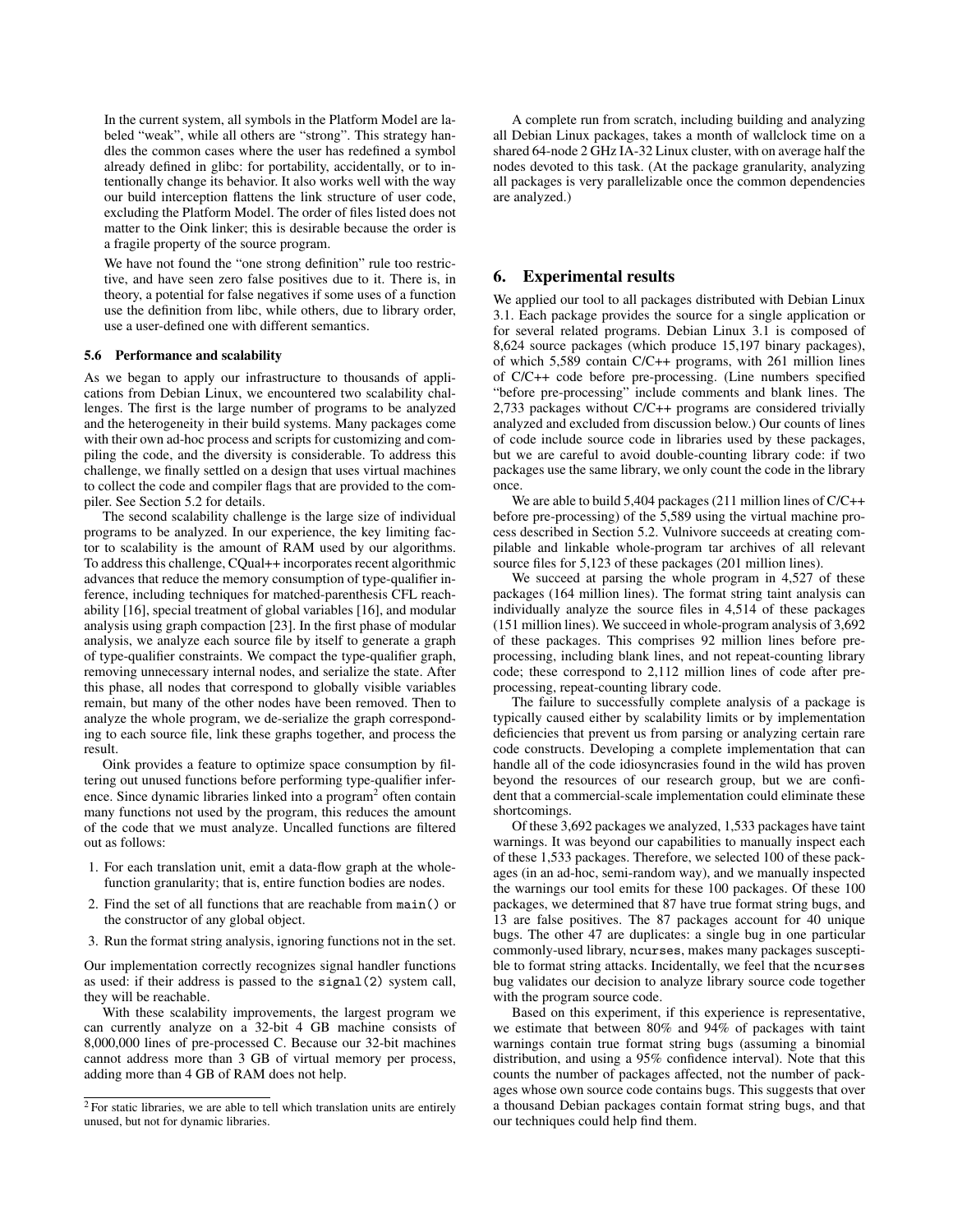In the current system, all symbols in the Platform Model are labeled "weak", while all others are "strong". This strategy handles the common cases where the user has redefined a symbol already defined in glibc: for portability, accidentally, or to intentionally change its behavior. It also works well with the way our build interception flattens the link structure of user code, excluding the Platform Model. The order of files listed does not matter to the Oink linker; this is desirable because the order is a fragile property of the source program.

We have not found the "one strong definition" rule too restrictive, and have seen zero false positives due to it. There is, in theory, a potential for false negatives if some uses of a function use the definition from libc, while others, due to library order, use a user-defined one with different semantics.

### 5.6 Performance and scalability

As we began to apply our infrastructure to thousands of applications from Debian Linux, we encountered two scalability challenges. The first is the large number of programs to be analyzed and the heterogeneity in their build systems. Many packages come with their own ad-hoc process and scripts for customizing and compiling the code, and the diversity is considerable. To address this challenge, we finally settled on a design that uses virtual machines to collect the code and compiler flags that are provided to the compiler. See Section 5.2 for details.

The second scalability challenge is the large size of individual programs to be analyzed. In our experience, the key limiting factor to scalability is the amount of RAM used by our algorithms. To address this challenge, CQual++ incorporates recent algorithmic advances that reduce the memory consumption of type-qualifier inference, including techniques for matched-parenthesis CFL reachability [16], special treatment of global variables [16], and modular analysis using graph compaction [23]. In the first phase of modular analysis, we analyze each source file by itself to generate a graph of type-qualifier constraints. We compact the type-qualifier graph, removing unnecessary internal nodes, and serialize the state. After this phase, all nodes that correspond to globally visible variables remain, but many of the other nodes have been removed. Then to analyze the whole program, we de-serialize the graph corresponding to each source file, link these graphs together, and process the result.

Oink provides a feature to optimize space consumption by filtering out unused functions before performing type-qualifier inference. Since dynamic libraries linked into a program[2] often contain many functions not used by the program, this reduces the amount of the code that we must analyze. Uncalled functions are filtered out as follows:

1. For each translation unit, emit a data-flow graph at the whole-function granularity; that is, entire function bodies are nodes.
2. Find the set of all functions that are reachable from `main()` or the constructor of any global object.
3. Run the format string analysis, ignoring functions not in the set.

Our implementation correctly recognizes signal handler functions as used: if their address is passed to the `signal(2)` system call, they will be reachable.

With these scalability improvements, the largest program we can currently analyze on a 32-bit 4 GB machine consists of 8,000,000 lines of pre-processed C. Because our 32-bit machines cannot address more than 3 GB of virtual memory per process, adding more than 4 GB of RAM does not help.

[2] For static libraries, we are able to tell which translation units are entirely unused, but not for dynamic libraries.

A complete run from scratch, including building and analyzing all Debian Linux packages, takes a month of wallclock time on a shared 64-node 2 GHz IA-32 Linux cluster, with on average half the nodes devoted to this task. (At the package granularity, analyzing all packages is very parallelizable once the common dependencies are analyzed.)

## 6. Experimental results

We applied our tool to all packages distributed with Debian Linux 3.1. Each package provides the source for a single application or for several related programs. Debian Linux 3.1 is composed of 8,624 source packages (which produce 15,197 binary packages), of which 5,589 contain C/C++ programs, with 261 million lines of C/C++ code before pre-processing. (Line numbers specified "before pre-processing" include comments and blank lines. The 2,733 packages without C/C++ programs are considered trivially analyzed and excluded from discussion below.) Our counts of lines of code include source code in libraries used by these packages, but we are careful to avoid double-counting library code: if two packages use the same library, we only count the code in the library once.

We are able to build 5,404 packages (211 million lines of C/C++ before pre-processing) of the 5,589 using the virtual machine process described in Section 5.2. Vulnivore succeeds at creating compilable and linkable whole-program tar archives of all relevant source files for 5,123 of these packages (201 million lines).

We succeed at parsing the whole program in 4,527 of these packages (164 million lines). The format string taint analysis can individually analyze the source files in 4,514 of these packages (151 million lines). We succeed in whole-program analysis of 3,692 of these packages. This comprises 92 million lines before pre-processing, including blank lines, and not repeat-counting library code; these correspond to 2,112 million lines of code after pre-processing, repeat-counting library code.

The failure to successfully complete analysis of a package is typically caused either by scalability limits or by implementation deficiencies that prevent us from parsing or analyzing certain rare code constructs. Developing a complete implementation that can handle all of the code idiosyncrasies found in the wild has proven beyond the resources of our research group, but we are confident that a commercial-scale implementation could eliminate these shortcomings.

Of these 3,692 packages we analyzed, 1,533 packages have taint warnings. It was beyond our capabilities to manually inspect each of these 1,533 packages. Therefore, we selected 100 of these packages (in an ad-hoc, semi-random way), and we manually inspected the warnings our tool emits for these 100 packages. Of these 100 packages, we determined that 87 have true format string bugs, and 13 are false positives. The 87 packages account for 40 unique bugs. The other 47 are duplicates: a single bug in one particular commonly-used library, `ncurses`, makes many packages susceptible to format string attacks. Incidentally, we feel that the `ncurses` bug validates our decision to analyze library source code together with the program source code.

Based on this experiment, if this experience is representative, we estimate that between 80% and 94% of packages with taint warnings contain true format string bugs (assuming a binomial distribution, and using a 95% confidence interval). Note that this counts the number of packages affected, not the number of packages whose own source code contains bugs. This suggests that over a thousand Debian packages contain format string bugs, and that our techniques could help find them.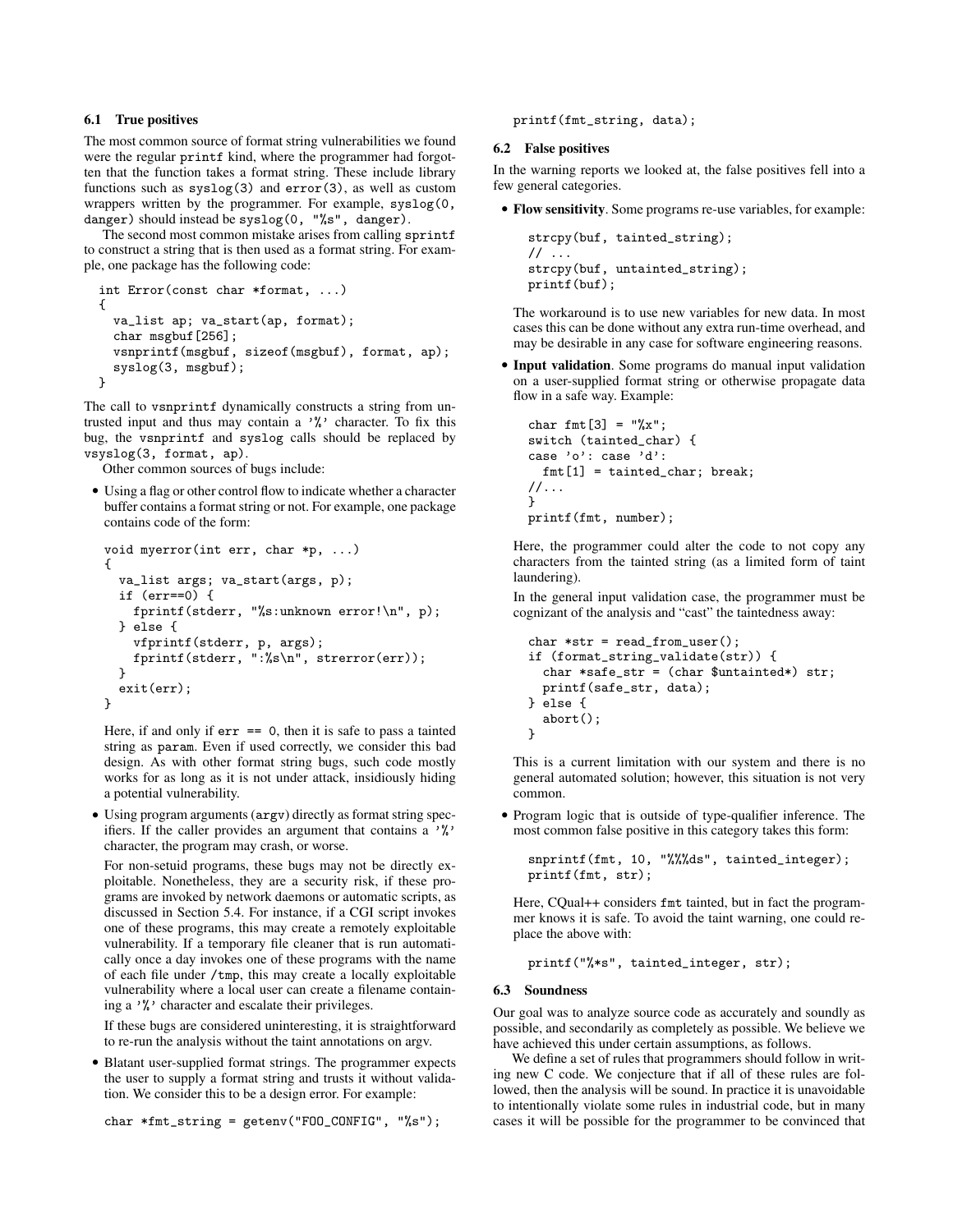### 6.1 True positives

The most common source of format string vulnerabilities we found were the regular `printf` kind, where the programmer had forgotten that the function takes a format string. These include library functions such as `syslog(3)` and `error(3)`, as well as custom wrappers written by the programmer. For example, `syslog(0, danger)` should instead be `syslog(0, "%s", danger)`.

The second most common mistake arises from calling `sprintf` to construct a string that is then used as a format string. For example, one package has the following code:

```
int Error(const char *format, ...)
{
  va_list ap; va_start(ap, format);
  char msgbuf[256];
  vsnprintf(msgbuf, sizeof(msgbuf), format, ap);
  syslog(3, msgbuf);
}
```

The call to `vsnprintf` dynamically constructs a string from untrusted input and thus may contain a '%' character. To fix this bug, the `vsnprintf` and `syslog` calls should be replaced by `vsyslog(3, format, ap)`.

Other common sources of bugs include:

- Using a flag or other control flow to indicate whether a character buffer contains a format string or not. For example, one package contains code of the form:

  ```
  void myerror(int err, char *p, ...)
  {
    va_list args; va_start(args, p);
    if (err==0) {
      fprintf(stderr, "%s:unknown error!\n", p);
    } else {
      vfprintf(stderr, p, args);
      fprintf(stderr, ":%s\n", strerror(err));
    }
    exit(err);
  }
  ```

  Here, if and only if `err == 0`, then it is safe to pass a tainted string as `param`. Even if used correctly, we consider this bad design. As with other format string bugs, such code mostly works for as long as it is not under attack, insidiously hiding a potential vulnerability.

- Using program arguments (`argv`) directly as format string specifiers. If the caller provides an argument that contains a '%' character, the program may crash, or worse.

  For non-setuid programs, these bugs may not be directly exploitable. Nonetheless, they are a security risk, if these programs are invoked by network daemons or automatic scripts, as discussed in Section 5.4. For instance, if a CGI script invokes one of these programs, this may create a remotely exploitable vulnerability. If a temporary file cleaner that is run automatically once a day invokes one of these programs with the name of each file under `/tmp`, this may create a locally exploitable vulnerability where a local user can create a filename containing a '%' character and escalate their privileges.

  If these bugs are considered uninteresting, it is straightforward to re-run the analysis without the taint annotations on argv.

- Blatant user-supplied format strings. The programmer expects the user to supply a format string and trusts it without validation. We consider this to be a design error. For example:

  ```
  char *fmt_string = getenv("FOO_CONFIG", "%s");
  printf(fmt_string, data);
  ```

### 6.2 False positives

In the warning reports we looked at, the false positives fell into a few general categories.

- **Flow sensitivity**. Some programs re-use variables, for example:

  ```
  strcpy(buf, tainted_string);
  // ...
  strcpy(buf, untainted_string);
  printf(buf);
  ```

  The workaround is to use new variables for new data. In most cases this can be done without any extra run-time overhead, and may be desirable in any case for software engineering reasons.

- **Input validation**. Some programs do manual input validation on a user-supplied format string or otherwise propagate data flow in a safe way. Example:

  ```
  char fmt[3] = "%x";
  switch (tainted_char) {
  case 'o': case 'd':
    fmt[1] = tainted_char; break;
  //...
  }
  printf(fmt, number);
  ```

  Here, the programmer could alter the code to not copy any characters from the tainted string (as a limited form of taint laundering).

  In the general input validation case, the programmer must be cognizant of the analysis and "cast" the taintedness away:

  ```
  char *str = read_from_user();
  if (format_string_validate(str)) {
    char *safe_str = (char $untainted*) str;
    printf(safe_str, data);
  } else {
    abort();
  }
  ```

  This is a current limitation with our system and there is no general automated solution; however, this situation is not very common.

- Program logic that is outside of type-qualifier inference. The most common false positive in this category takes this form:

  ```
  snprintf(fmt, 10, "%%%ds", tainted_integer);
  printf(fmt, str);
  ```

  Here, CQual++ considers `fmt` tainted, but in fact the programmer knows it is safe. To avoid the taint warning, one could replace the above with:

  ```
  printf("%*s", tainted_integer, str);
  ```

### 6.3 Soundness

Our goal was to analyze source code as accurately and soundly as possible, and secondarily as completely as possible. We believe we have achieved this under certain assumptions, as follows.

We define a set of rules that programmers should follow in writing new C code. We conjecture that if all of these rules are followed, then the analysis will be sound. In practice it is unavoidable to intentionally violate some rules in industrial code, but in many cases it will be possible for the programmer to be convinced that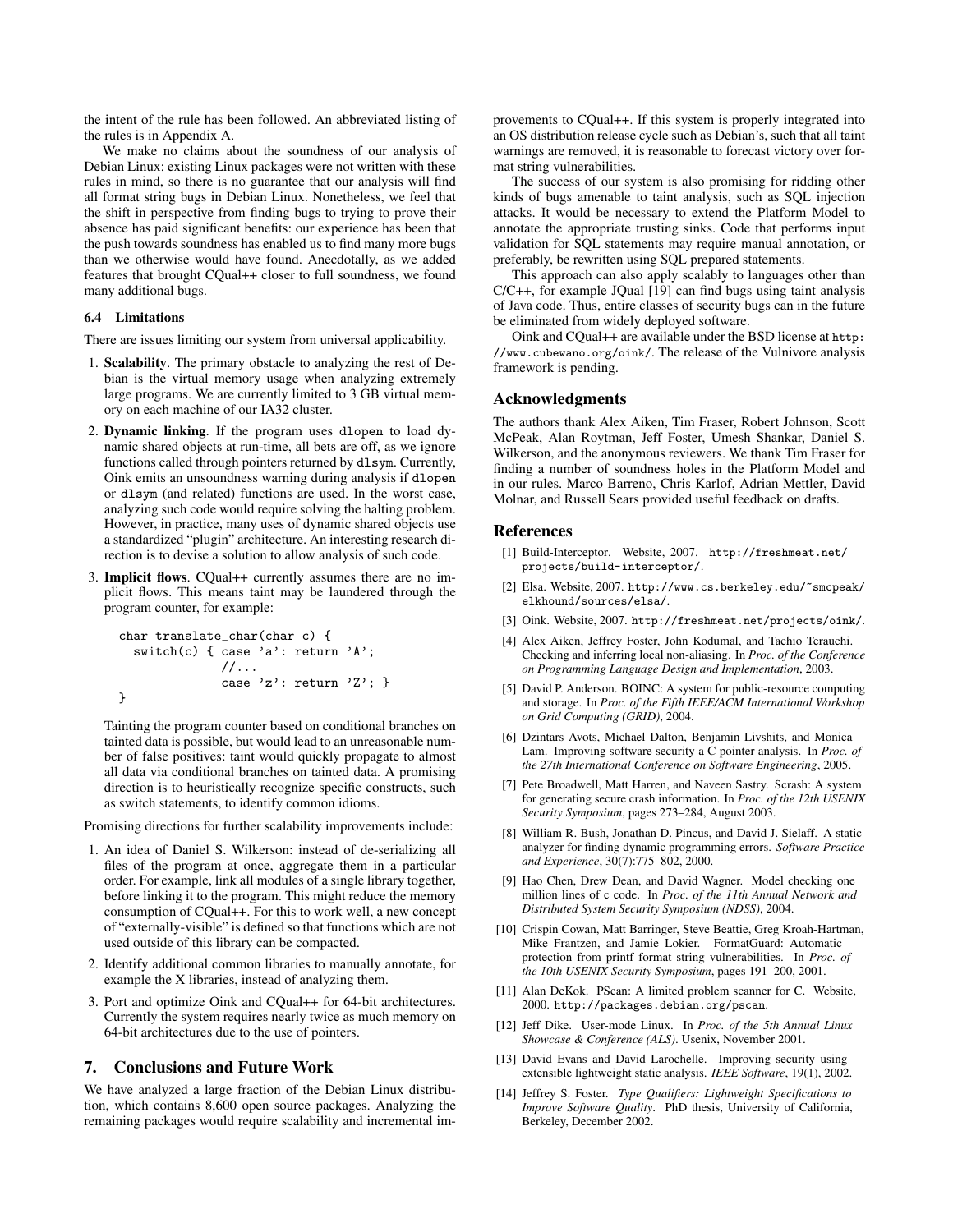the intent of the rule has been followed. An abbreviated listing of the rules is in Appendix A.

We make no claims about the soundness of our analysis of Debian Linux: existing Linux packages were not written with these rules in mind, so there is no guarantee that our analysis will find all format string bugs in Debian Linux. Nonetheless, we feel that the shift in perspective from finding bugs to trying to prove their absence has paid significant benefits: our experience has been that the push towards soundness has enabled us to find many more bugs than we otherwise would have found. Anecdotally, as we added features that brought CQual++ closer to full soundness, we found many additional bugs.

### 6.4 Limitations

There are issues limiting our system from universal applicability.

1. **Scalability**. The primary obstacle to analyzing the rest of Debian is the virtual memory usage when analyzing extremely large programs. We are currently limited to 3 GB virtual memory on each machine of our IA32 cluster.
2. **Dynamic linking**. If the program uses `dlopen` to load dynamic shared objects at run-time, all bets are off, as we ignore functions called through pointers returned by `dlsym`. Currently, Oink emits an unsoundness warning during analysis if `dlopen` or `dlsym` (and related) functions are used. In the worst case, analyzing such code would require solving the halting problem. However, in practice, many uses of dynamic shared objects use a standardized "plugin" architecture. An interesting research direction is to devise a solution to allow analysis of such code.
3. **Implicit flows**. CQual++ currently assumes there are no implicit flows. This means taint may be laundered through the program counter, for example:

```
char translate_char(char c) {
  switch(c) { case 'a': return 'A';
              //...
              case 'z': return 'Z'; }
}
```

   Tainting the program counter based on conditional branches on tainted data is possible, but would lead to an unreasonable number of false positives: taint would quickly propagate to almost all data via conditional branches on tainted data. A promising direction is to heuristically recognize specific constructs, such as switch statements, to identify common idioms.

Promising directions for further scalability improvements include:

1. An idea of Daniel S. Wilkerson: instead of de-serializing all files of the program at once, aggregate them in a particular order. For example, link all modules of a single library together, before linking it to the program. This might reduce the memory consumption of CQual++. For this to work well, a new concept of "externally-visible" is defined so that functions which are not used outside of this library can be compacted.
2. Identify additional common libraries to manually annotate, for example the X libraries, instead of analyzing them.
3. Port and optimize Oink and CQual++ for 64-bit architectures. Currently the system requires nearly twice as much memory on 64-bit architectures due to the use of pointers.

## 7. Conclusions and Future Work

We have analyzed a large fraction of the Debian Linux distribution, which contains 8,600 open source packages. Analyzing the remaining packages would require scalability and incremental improvements to CQual++. If this system is properly integrated into an OS distribution release cycle such as Debian's, such that all taint warnings are removed, it is reasonable to forecast victory over format string vulnerabilities.

The success of our system is also promising for ridding other kinds of bugs amenable to taint analysis, such as SQL injection attacks. It would be necessary to extend the Platform Model to annotate the appropriate trusting sinks. Code that performs input validation for SQL statements may require manual annotation, or preferably, be rewritten using SQL prepared statements.

This approach can also apply scalably to languages other than C/C++, for example JQual [19] can find bugs using taint analysis of Java code. Thus, entire classes of security bugs can in the future be eliminated from widely deployed software.

Oink and CQual++ are available under the BSD license at `http://www.cubewano.org/oink/`. The release of the Vulnivore analysis framework is pending.

## Acknowledgments

The authors thank Alex Aiken, Tim Fraser, Robert Johnson, Scott McPeak, Alan Roytman, Jeff Foster, Umesh Shankar, Daniel S. Wilkerson, and the anonymous reviewers. We thank Tim Fraser for finding a number of soundness holes in the Platform Model and in our rules. Marco Barreno, Chris Karlof, Adrian Mettler, David Molnar, and Russell Sears provided useful feedback on drafts.

## References

[1] Build-Interceptor. Website, 2007. `http://freshmeat.net/projects/build-interceptor/`.

[2] Elsa. Website, 2007. `http://www.cs.berkeley.edu/~smcpeak/elkhound/sources/elsa/`.

[3] Oink. Website, 2007. `http://freshmeat.net/projects/oink/`.

[4] Alex Aiken, Jeffrey Foster, John Kodumal, and Tachio Terauchi. Checking and inferring local non-aliasing. In *Proc. of the Conference on Programming Language Design and Implementation*, 2003.

[5] David P. Anderson. BOINC: A system for public-resource computing and storage. In *Proc. of the Fifth IEEE/ACM International Workshop on Grid Computing (GRID)*, 2004.

[6] Dzintars Avots, Michael Dalton, Benjamin Livshits, and Monica Lam. Improving software security a C pointer analysis. In *Proc. of the 27th International Conference on Software Engineering*, 2005.

[7] Pete Broadwell, Matt Harren, and Naveen Sastry. Scrash: A system for generating secure crash information. In *Proc. of the 12th USENIX Security Symposium*, pages 273–284, August 2003.

[8] William R. Bush, Jonathan D. Pincus, and David J. Sielaff. A static analyzer for finding dynamic programming errors. *Software Practice and Experience*, 30(7):775–802, 2000.

[9] Hao Chen, Drew Dean, and David Wagner. Model checking one million lines of c code. In *Proc. of the 11th Annual Network and Distributed System Security Symposium (NDSS)*, 2004.

[10] Crispin Cowan, Matt Barringer, Steve Beattie, Greg Kroah-Hartman, Mike Frantzen, and Jamie Lokier. FormatGuard: Automatic protection from printf format string vulnerabilities. In *Proc. of the 10th USENIX Security Symposium*, pages 191–200, 2001.

[11] Alan DeKok. PScan: A limited problem scanner for C. Website, 2000. `http://packages.debian.org/pscan`.

[12] Jeff Dike. User-mode Linux. In *Proc. of the 5th Annual Linux Showcase & Conference (ALS)*. Usenix, November 2001.

[13] David Evans and David Larochelle. Improving security using extensible lightweight static analysis. *IEEE Software*, 19(1), 2002.

[14] Jeffrey S. Foster. *Type Qualifiers: Lightweight Specifications to Improve Software Quality*. PhD thesis, University of California, Berkeley, December 2002.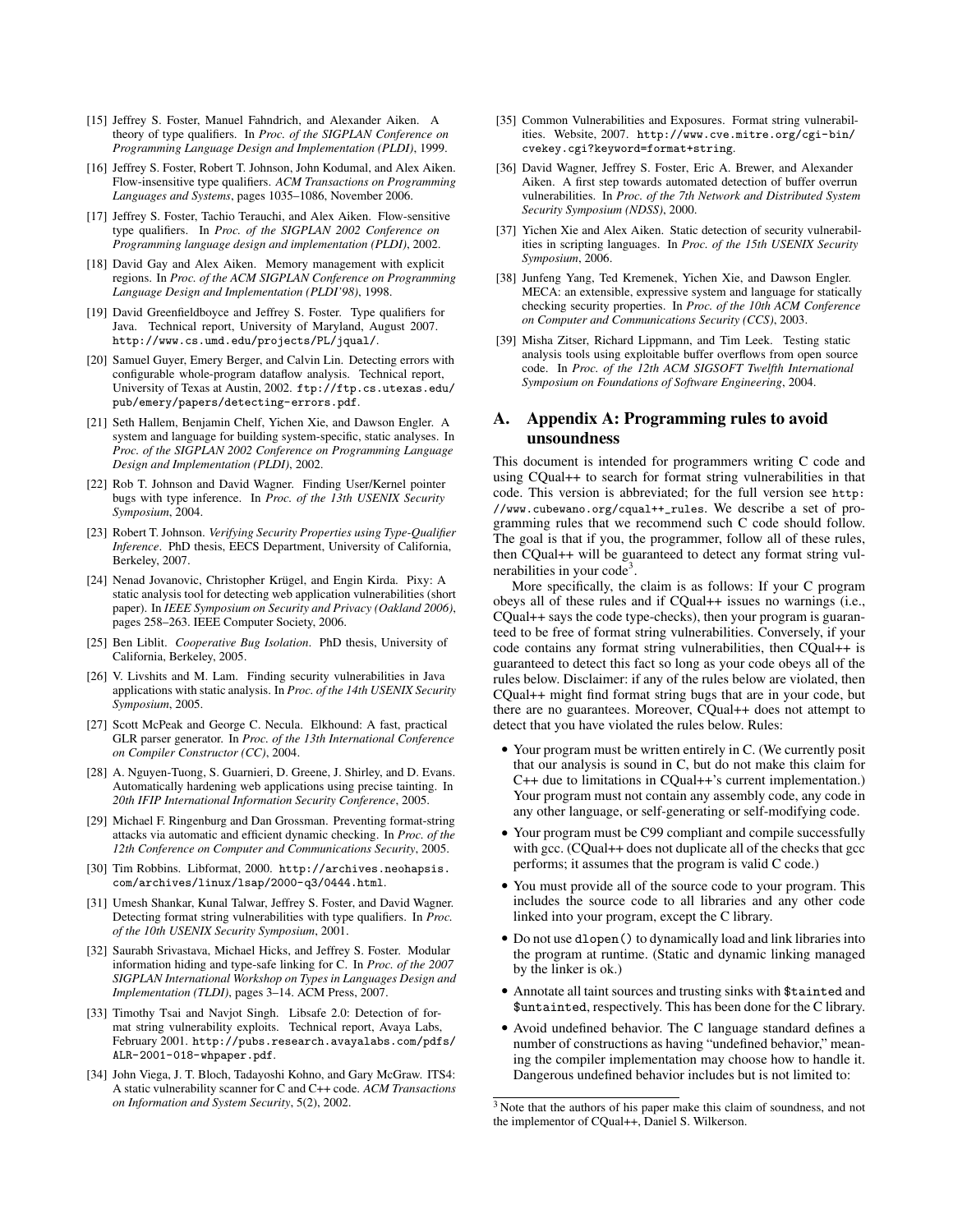[15] Jeffrey S. Foster, Manuel Fahndrich, and Alexander Aiken. A theory of type qualifiers. In *Proc. of the SIGPLAN Conference on Programming Language Design and Implementation (PLDI)*, 1999.

[16] Jeffrey S. Foster, Robert T. Johnson, John Kodumal, and Alex Aiken. Flow-insensitive type qualifiers. *ACM Transactions on Programming Languages and Systems*, pages 1035–1086, November 2006.

[17] Jeffrey S. Foster, Tachio Terauchi, and Alex Aiken. Flow-sensitive type qualifiers. In *Proc. of the SIGPLAN 2002 Conference on Programming language design and implementation (PLDI)*, 2002.

[18] David Gay and Alex Aiken. Memory management with explicit regions. In *Proc. of the ACM SIGPLAN Conference on Programming Language Design and Implementation (PLDI'98)*, 1998.

[19] David Greenfieldboyce and Jeffrey S. Foster. Type qualifiers for Java. Technical report, University of Maryland, August 2007. `http://www.cs.umd.edu/projects/PL/jqual/`.

[20] Samuel Guyer, Emery Berger, and Calvin Lin. Detecting errors with configurable whole-program dataflow analysis. Technical report, University of Texas at Austin, 2002. `ftp://ftp.cs.utexas.edu/pub/emery/papers/detecting-errors.pdf`.

[21] Seth Hallem, Benjamin Chelf, Yichen Xie, and Dawson Engler. A system and language for building system-specific, static analyses. In *Proc. of the SIGPLAN 2002 Conference on Programming Language Design and Implementation (PLDI)*, 2002.

[22] Rob T. Johnson and David Wagner. Finding User/Kernel pointer bugs with type inference. In *Proc. of the 13th USENIX Security Symposium*, 2004.

[23] Robert T. Johnson. *Verifying Security Properties using Type-Qualifier Inference*. PhD thesis, EECS Department, University of California, Berkeley, 2007.

[24] Nenad Jovanovic, Christopher Krügel, and Engin Kirda. Pixy: A static analysis tool for detecting web application vulnerabilities (short paper). In *IEEE Symposium on Security and Privacy (Oakland 2006)*, pages 258–263. IEEE Computer Society, 2006.

[25] Ben Liblit. *Cooperative Bug Isolation*. PhD thesis, University of California, Berkeley, 2005.

[26] V. Livshits and M. Lam. Finding security vulnerabilities in Java applications with static analysis. In *Proc. of the 14th USENIX Security Symposium*, 2005.

[27] Scott McPeak and George C. Necula. Elkhound: A fast, practical GLR parser generator. In *Proc. of the 13th International Conference on Compiler Constructor (CC)*, 2004.

[28] A. Nguyen-Tuong, S. Guarnieri, D. Greene, J. Shirley, and D. Evans. Automatically hardening web applications using precise tainting. In *20th IFIP International Information Security Conference*, 2005.

[29] Michael F. Ringenburg and Dan Grossman. Preventing format-string attacks via automatic and efficient dynamic checking. In *Proc. of the 12th Conference on Computer and Communications Security*, 2005.

[30] Tim Robbins. Libformat, 2000. `http://archives.neohapsis.com/archives/linux/lsap/2000-q3/0444.html`.

[31] Umesh Shankar, Kunal Talwar, Jeffrey S. Foster, and David Wagner. Detecting format string vulnerabilities with type qualifiers. In *Proc. of the 10th USENIX Security Symposium*, 2001.

[32] Saurabh Srivastava, Michael Hicks, and Jeffrey S. Foster. Modular information hiding and type-safe linking for C. In *Proc. of the 2007 SIGPLAN International Workshop on Types in Languages Design and Implementation (TLDI)*, pages 3–14. ACM Press, 2007.

[33] Timothy Tsai and Navjot Singh. Libsafe 2.0: Detection of format string vulnerability exploits. Technical report, Avaya Labs, February 2001. `http://pubs.research.avayalabs.com/pdfs/ALR-2001-018-whpaper.pdf`.

[34] John Viega, J. T. Bloch, Tadayoshi Kohno, and Gary McGraw. ITS4: A static vulnerability scanner for C and C++ code. *ACM Transactions on Information and System Security*, 5(2), 2002.

[35] Common Vulnerabilities and Exposures. Format string vulnerabilities. Website, 2007. `http://www.cve.mitre.org/cgi-bin/cvekey.cgi?keyword=format+string`.

[36] David Wagner, Jeffrey S. Foster, Eric A. Brewer, and Alexander Aiken. A first step towards automated detection of buffer overrun vulnerabilities. In *Proc. of the 7th Network and Distributed System Security Symposium (NDSS)*, 2000.

[37] Yichen Xie and Alex Aiken. Static detection of security vulnerabilities in scripting languages. In *Proc. of the 15th USENIX Security Symposium*, 2006.

[38] Junfeng Yang, Ted Kremenek, Yichen Xie, and Dawson Engler. MECA: an extensible, expressive system and language for statically checking security properties. In *Proc. of the 10th ACM Conference on Computer and Communications Security (CCS)*, 2003.

[39] Misha Zitser, Richard Lippmann, and Tim Leek. Testing static analysis tools using exploitable buffer overflows from open source code. In *Proc. of the 12th ACM SIGSOFT Twelfth International Symposium on Foundations of Software Engineering*, 2004.

## A. Appendix A: Programming rules to avoid unsoundness

This document is intended for programmers writing C code and using CQual++ to search for format string vulnerabilities in that code. This version is abbreviated; for the full version see `http://www.cubewano.org/cqual++_rules`. We describe a set of programming rules that we recommend such C code should follow. The goal is that if you, the programmer, follow all of these rules, then CQual++ will be guaranteed to detect any format string vulnerabilities in your code[3].

More specifically, the claim is as follows: If your C program obeys all of these rules and if CQual++ issues no warnings (i.e., CQual++ says the code type-checks), then your program is guaranteed to be free of format string vulnerabilities. Conversely, if your code contains any format string vulnerabilities, then CQual++ is guaranteed to detect this fact so long as your code obeys all of the rules below. Disclaimer: if any of the rules below are violated, then CQual++ might find format string bugs that are in your code, but there are no guarantees. Moreover, CQual++ does not attempt to detect that you have violated the rules below. Rules:

- Your program must be written entirely in C. (We currently posit that our analysis is sound in C, but do not make this claim for C++ due to limitations in CQual++'s current implementation.) Your program must not contain any assembly code, any code in any other language, or self-generating or self-modifying code.
- Your program must be C99 compliant and compile successfully with gcc. (CQual++ does not duplicate all of the checks that gcc performs; it assumes that the program is valid C code.)
- You must provide all of the source code to your program. This includes the source code to all libraries and any other code linked into your program, except the C library.
- Do not use `dlopen()` to dynamically load and link libraries into the program at runtime. (Static and dynamic linking managed by the linker is ok.)
- Annotate all taint sources and trusting sinks with `$tainted` and `$untainted`, respectively. This has been done for the C library.
- Avoid undefined behavior. The C language standard defines a number of constructions as having "undefined behavior," meaning the compiler implementation may choose how to handle it. Dangerous undefined behavior includes but is not limited to:

[3] Note that the authors of his paper make this claim of soundness, and not the implementor of CQual++, Daniel S. Wilkerson.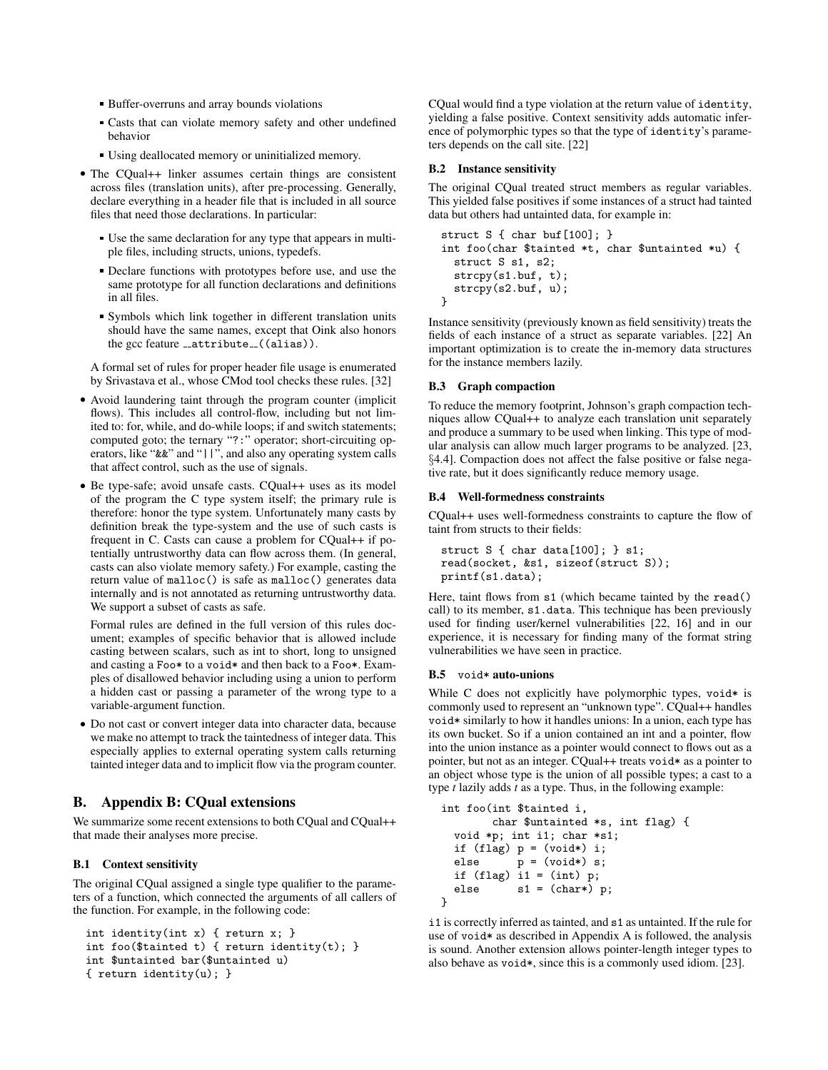- Buffer-overruns and array bounds violations
  - Casts that can violate memory safety and other undefined behavior
  - Using deallocated memory or uninitialized memory.

- The CQual++ linker assumes certain things are consistent across files (translation units), after pre-processing. Generally, declare everything in a header file that is included in all source files that need those declarations. In particular:
  - Use the same declaration for any type that appears in multiple files, including structs, unions, typedefs.
  - Declare functions with prototypes before use, and use the same prototype for all function declarations and definitions in all files.
  - Symbols which link together in different translation units should have the same names, except that Oink also honors the gcc feature `__attribute__((alias))`.

  A formal set of rules for proper header file usage is enumerated by Srivastava et al., whose CMod tool checks these rules. [32]

- Avoid laundering taint through the program counter (implicit flows). This includes all control-flow, including but not limited to: for, while, and do-while loops; if and switch statements; computed goto; the ternary "`?:`" operator; short-circuiting operators, like "`&&`" and "`||`", and also any operating system calls that affect control, such as the use of signals.

- Be type-safe; avoid unsafe casts. CQual++ uses as its model of the program the C type system itself; the primary rule is therefore: honor the type system. Unfortunately many casts by definition break the type-system and the use of such casts is frequent in C. Casts can cause a problem for CQual++ if potentially untrustworthy data can flow across them. (In general, casts can also violate memory safety.) For example, casting the return value of `malloc()` is safe as `malloc()` generates data internally and is not annotated as returning untrustworthy data. We support a subset of casts as safe.

  Formal rules are defined in the full version of this rules document; examples of specific behavior that is allowed include casting between scalars, such as int to short, long to unsigned and casting a `Foo*` to a `void*` and then back to a `Foo*`. Examples of disallowed behavior including using a union to perform a hidden cast or passing a parameter of the wrong type to a variable-argument function.

- Do not cast or convert integer data into character data, because we make no attempt to track the taintedness of integer data. This especially applies to external operating system calls returning tainted integer data and to implicit flow via the program counter.

## B. Appendix B: CQual extensions

We summarize some recent extensions to both CQual and CQual++ that made their analyses more precise.

### B.1 Context sensitivity

The original CQual assigned a single type qualifier to the parameters of a function, which connected the arguments of all callers of the function. For example, in the following code:

```
int identity(int x) { return x; }
int foo($tainted t) { return identity(t); }
int $untainted bar($untainted u)
{ return identity(u); }
```

CQual would find a type violation at the return value of `identity`, yielding a false positive. Context sensitivity adds automatic inference of polymorphic types so that the type of `identity`'s parameters depends on the call site. [22]

### B.2 Instance sensitivity

The original CQual treated struct members as regular variables. This yielded false positives if some instances of a struct had tainted data but others had untainted data, for example in:

```
struct S { char buf[100]; }
int foo(char $tainted *t, char $untainted *u) {
  struct S s1, s2;
  strcpy(s1.buf, t);
  strcpy(s2.buf, u);
}
```

Instance sensitivity (previously known as field sensitivity) treats the fields of each instance of a struct as separate variables. [22] An important optimization is to create the in-memory data structures for the instance members lazily.

### B.3 Graph compaction

To reduce the memory footprint, Johnson's graph compaction techniques allow CQual++ to analyze each translation unit separately and produce a summary to be used when linking. This type of modular analysis can allow much larger programs to be analyzed. [23, §4.4]. Compaction does not affect the false positive or false negative rate, but it does significantly reduce memory usage.

### B.4 Well-formedness constraints

CQual++ uses well-formedness constraints to capture the flow of taint from structs to their fields:

```
struct S { char data[100]; } s1;
read(socket, &s1, sizeof(struct S));
printf(s1.data);
```

Here, taint flows from `s1` (which became tainted by the `read()` call) to its member, `s1.data`. This technique has been previously used for finding user/kernel vulnerabilities [22, 16] and in our experience, it is necessary for finding many of the format string vulnerabilities we have seen in practice.

### B.5 `void*` auto-unions

While C does not explicitly have polymorphic types, `void*` is commonly used to represent an "unknown type". CQual++ handles `void*` similarly to how it handles unions: In a union, each type has its own bucket. So if a union contained an int and a pointer, flow into the union instance as a pointer would connect to flows out as a pointer, but not as an integer. CQual++ treats `void*` as a pointer to an object whose type is the union of all possible types; a cast to a type *t* lazily adds *t* as a type. Thus, in the following example:

```
int foo(int $tainted i,
        char $untainted *s, int flag) {
  void *p; int i1; char *s1;
  if (flag) p = (void*) i;
  else      p = (void*) s;
  if (flag) i1 = (int) p;
  else      s1 = (char*) p;
}
```

`i1` is correctly inferred as tainted, and `s1` as untainted. If the rule for use of `void*` as described in Appendix A is followed, the analysis is sound. Another extension allows pointer-length integer types to also behave as `void*`, since this is a commonly used idiom. [23].